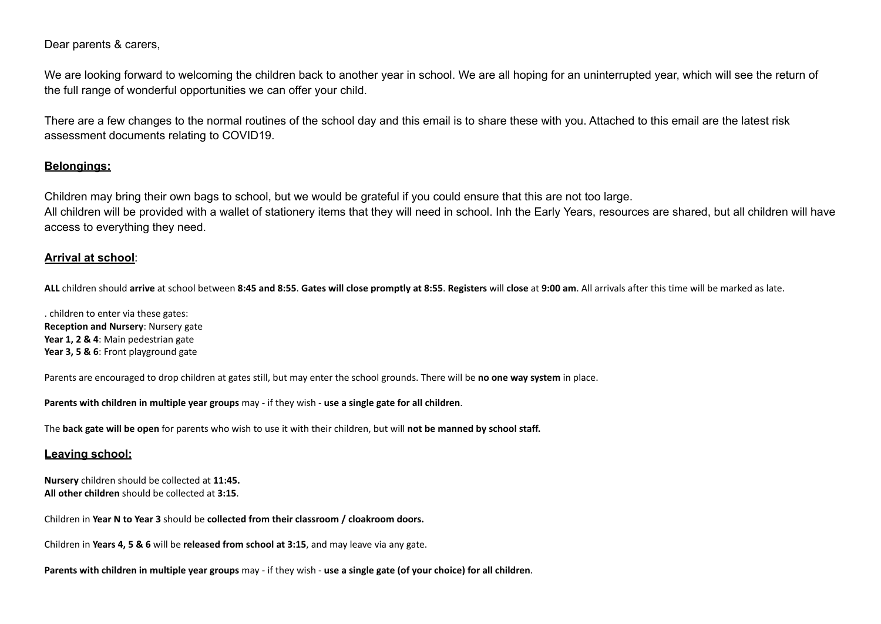Dear parents & carers,

We are looking forward to welcoming the children back to another year in school. We are all hoping for an uninterrupted year, which will see the return of the full range of wonderful opportunities we can offer your child.

There are a few changes to the normal routines of the school day and this email is to share these with you. Attached to this email are the latest risk assessment documents relating to COVID19.

## Belongings:

Children may bring their own bags to school, but we would be grateful if you could ensure that this are not too large.
All children will be provided with a wallet of stationery items that they will need in school. Inh the Early Years, resources are shared, but all children will have access to everything they need.

## Arrival at school:

**ALL** children should **arrive** at school between **8:45 and 8:55**. **Gates will close promptly at 8:55**. **Registers** will **close** at **9:00 am**. All arrivals after this time will be marked as late.

. children to enter via these gates:
**Reception and Nursery**: Nursery gate
**Year 1, 2 & 4**: Main pedestrian gate
**Year 3, 5 & 6**: Front playground gate

Parents are encouraged to drop children at gates still, but may enter the school grounds. There will be **no one way system** in place.

**Parents with children in multiple year groups** may - if they wish - **use a single gate for all children**.

The **back gate will be open** for parents who wish to use it with their children, but will **not be manned by school staff.**

## Leaving school:

**Nursery** children should be collected at **11:45.**
**All other children** should be collected at **3:15**.

Children in **Year N to Year 3** should be **collected from their classroom / cloakroom doors.**

Children in **Years 4, 5 & 6** will be **released from school at 3:15**, and may leave via any gate.

**Parents with children in multiple year groups** may - if they wish - **use a single gate (of your choice) for all children**.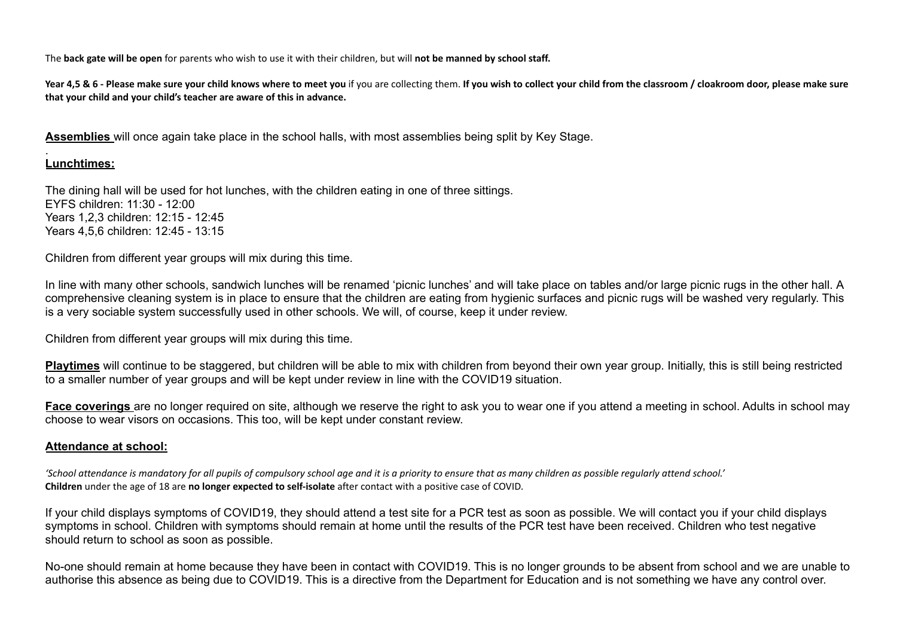The **back gate will be open** for parents who wish to use it with their children, but will **not be manned by school staff.**

**Year 4,5 & 6 - Please make sure your child knows where to meet you** if you are collecting them. **If you wish to collect your child from the classroom / cloakroom door, please make sure that your child and your child's teacher are aware of this in advance.**

**Assemblies** will once again take place in the school halls, with most assemblies being split by Key Stage.

.

**Lunchtimes:**

The dining hall will be used for hot lunches, with the children eating in one of three sittings.
EYFS children: 11:30 - 12:00
Years 1,2,3 children: 12:15 - 12:45
Years 4,5,6 children: 12:45 - 13:15

Children from different year groups will mix during this time.

In line with many other schools, sandwich lunches will be renamed 'picnic lunches' and will take place on tables and/or large picnic rugs in the other hall. A comprehensive cleaning system is in place to ensure that the children are eating from hygienic surfaces and picnic rugs will be washed very regularly. This is a very sociable system successfully used in other schools. We will, of course, keep it under review.

Children from different year groups will mix during this time.

**Playtimes** will continue to be staggered, but children will be able to mix with children from beyond their own year group. Initially, this is still being restricted to a smaller number of year groups and will be kept under review in line with the COVID19 situation.

**Face coverings** are no longer required on site, although we reserve the right to ask you to wear one if you attend a meeting in school. Adults in school may choose to wear visors on occasions. This too, will be kept under constant review.

**Attendance at school:**

*'School attendance is mandatory for all pupils of compulsory school age and it is a priority to ensure that as many children as possible regularly attend school.'*
**Children** under the age of 18 are **no longer expected to self-isolate** after contact with a positive case of COVID.

If your child displays symptoms of COVID19, they should attend a test site for a PCR test as soon as possible. We will contact you if your child displays symptoms in school. Children with symptoms should remain at home until the results of the PCR test have been received. Children who test negative should return to school as soon as possible.

No-one should remain at home because they have been in contact with COVID19. This is no longer grounds to be absent from school and we are unable to authorise this absence as being due to COVID19. This is a directive from the Department for Education and is not something we have any control over.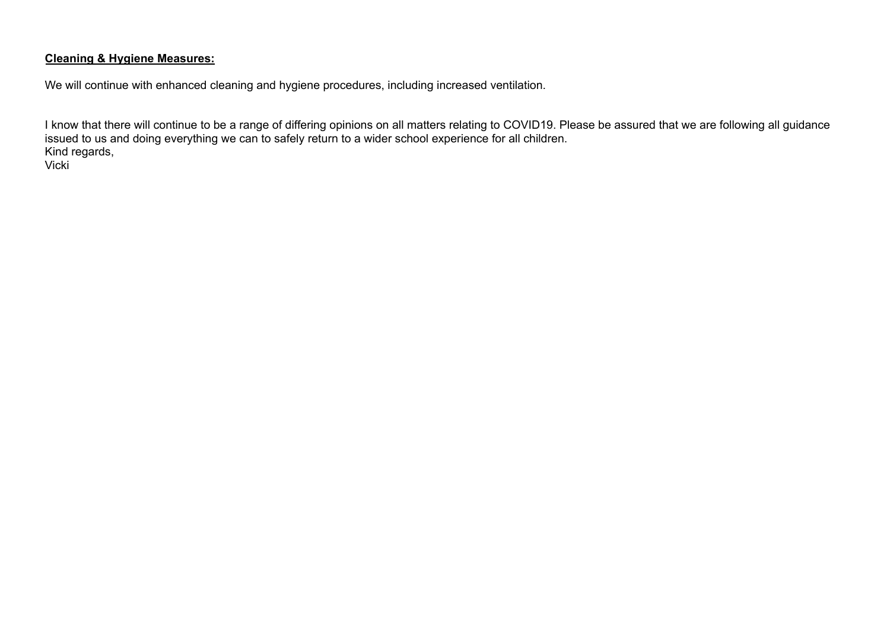**<u>Cleaning & Hygiene Measures:</u>**

We will continue with enhanced cleaning and hygiene procedures, including increased ventilation.

I know that there will continue to be a range of differing opinions on all matters relating to COVID19. Please be assured that we are following all guidance issued to us and doing everything we can to safely return to a wider school experience for all children.
Kind regards,
Vicki